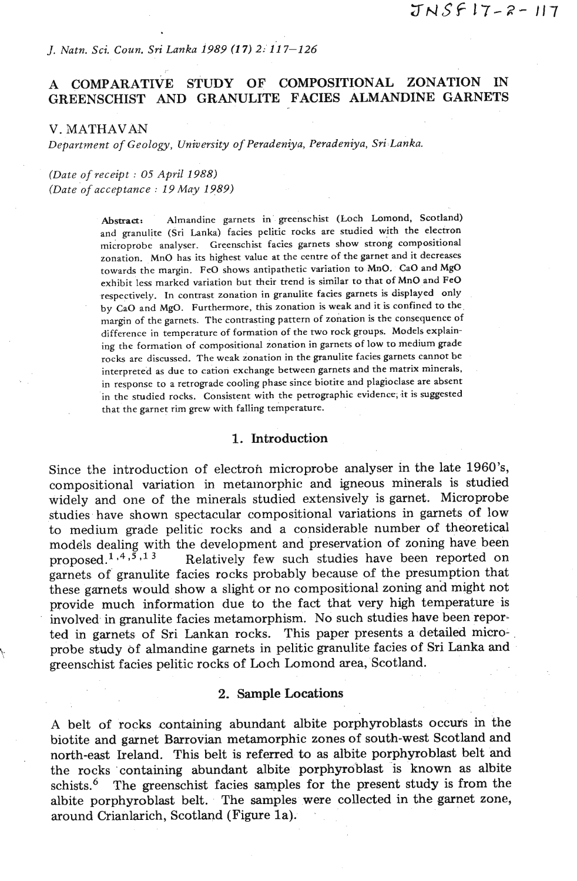# A COMPARATIVE STUDY OF COMPOSITIONAL ZONATION IN GREENSCHIST AND GRANULITE FACIES ALMANDINE GARNETS

V. MATHAVAN

*Department of Geology, University of Peradeniya, Peradeniya, Sri Lanka.*

*(Date of receipt : 05 April 1988)*
*(Date of acceptance : 19 May 1989)*

> **Abstract:** Almandine garnets in greenschist (Loch Lomond, Scotland) and granulite (Sri Lanka) facies pelitic rocks are studied with the electron microprobe analyser. Greenschist facies garnets show strong compositional zonation. MnO has its highest value at the centre of the garnet and it decreases towards the margin. FeO shows antipathetic variation to MnO. CaO and MgO exhibit less marked variation but their trend is similar to that of MnO and FeO respectively. In contrast zonation in granulite facies garnets is displayed only by CaO and MgO. Furthermore, this zonation is weak and it is confined to the margin of the garnets. The contrasting pattern of zonation is the consequence of difference in temperature of formation of the two rock groups. Models explaining the formation of compositional zonation in garnets of low to medium grade rocks are discussed. The weak zonation in the granulite facies garnets cannot be interpreted as due to cation exchange between garnets and the matrix minerals, in response to a retrograde cooling phase since biotite and plagioclase are absent in the studied rocks. Consistent with the petrographic evidence, it is suggested that the garnet rim grew with falling temperature.

## 1. Introduction

Since the introduction of electron microprobe analyser in the late 1960's, compositional variation in metamorphic and igneous minerals is studied widely and one of the minerals studied extensively is garnet. Microprobe studies have shown spectacular compositional variations in garnets of low to medium grade pelitic rocks and a considerable number of theoretical models dealing with the development and preservation of zoning have been proposed.[1,4,5,13] Relatively few such studies have been reported on garnets of granulite facies rocks probably because of the presumption that these garnets would show a slight or no compositional zoning and might not provide much information due to the fact that very high temperature is involved in granulite facies metamorphism. No such studies have been reported in garnets of Sri Lankan rocks. This paper presents a detailed microprobe study of almandine garnets in pelitic granulite facies of Sri Lanka and greenschist facies pelitic rocks of Loch Lomond area, Scotland.

## 2. Sample Locations

A belt of rocks containing abundant albite porphyroblasts occurs in the biotite and garnet Barrovian metamorphic zones of south-west Scotland and north-east Ireland. This belt is referred to as albite porphyroblast belt and the rocks containing abundant albite porphyroblast is known as albite schists.[6] The greenschist facies samples for the present study is from the albite porphyroblast belt. The samples were collected in the garnet zone, around Crianlarich, Scotland (Figure 1a).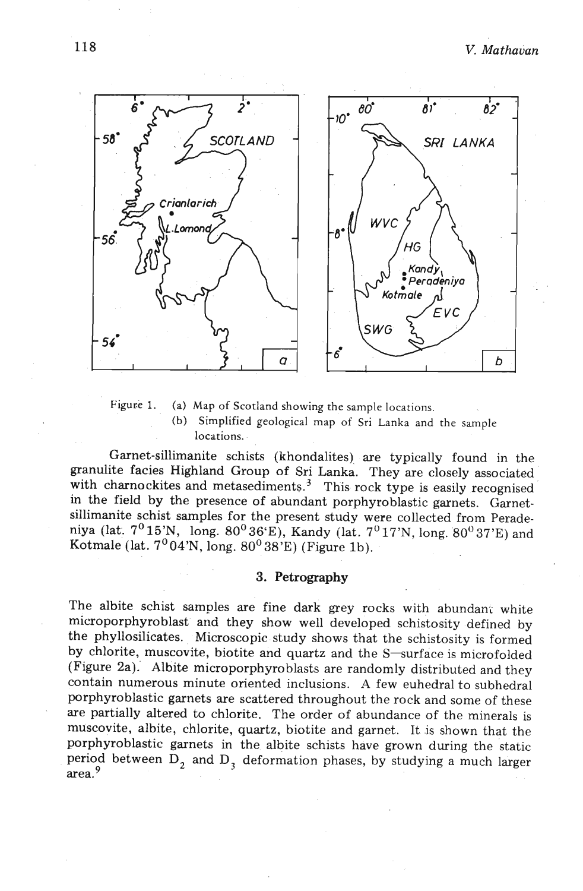Figure 1. (a) Map of Scotland showing the sample locations.
(b) Simplified geological map of Sri Lanka and the sample locations.

Garnet-sillimanite schists (khondalites) are typically found in the granulite facies Highland Group of Sri Lanka. They are closely associated with charnockites and metasediments.[3] This rock type is easily recognised in the field by the presence of abundant porphyroblastic garnets. Garnet-sillimanite schist samples for the present study were collected from Peradeniya (lat. 7°15'N, long. 80°36'E), Kandy (lat. 7°17'N, long. 80°37'E) and Kotmale (lat. 7°04'N, long. 80°38'E) (Figure 1b).

## 3. Petrography

The albite schist samples are fine dark grey rocks with abundant white microporphyroblast and they show well developed schistosity defined by the phyllosilicates. Microscopic study shows that the schistosity is formed by chlorite, muscovite, biotite and quartz and the S—surface is microfolded (Figure 2a). Albite microporphyroblasts are randomly distributed and they contain numerous minute oriented inclusions. A few euhedral to subhedral porphyroblastic garnets are scattered throughout the rock and some of these are partially altered to chlorite. The order of abundance of the minerals is muscovite, albite, chlorite, quartz, biotite and garnet. It is shown that the porphyroblastic garnets in the albite schists have grown during the static period between $D_2$ and $D_3$ deformation phases, by studying a much larger area.[9]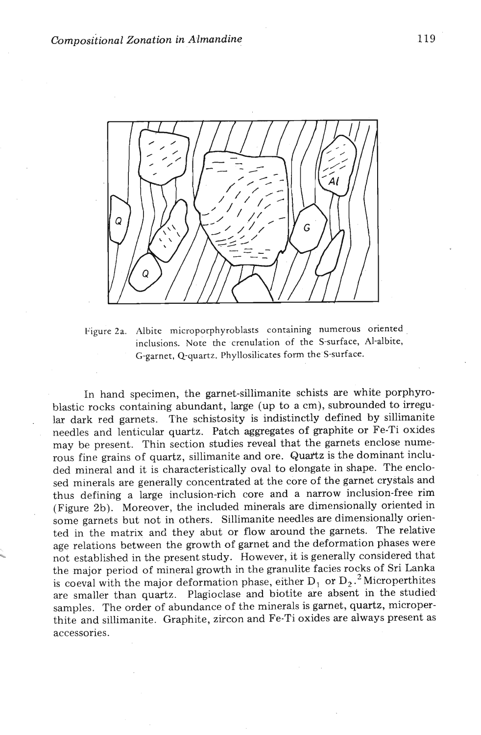Figure 2a. Albite microporphyroblasts containing numerous oriented inclusions. Note the crenulation of the S-surface, Al-albite, G-garnet, Q-quartz. Phyllosilicates form the S-surface.

In hand specimen, the garnet-sillimanite schists are white porphyroblastic rocks containing abundant, large (up to a cm), subrounded to irregular dark red garnets. The schistosity is indistinctly defined by sillimanite needles and lenticular quartz. Patch aggregates of graphite or Fe-Ti oxides may be present. Thin section studies reveal that the garnets enclose numerous fine grains of quartz, sillimanite and ore. Quartz is the dominant included mineral and it is characteristically oval to elongate in shape. The enclosed minerals are generally concentrated at the core of the garnet crystals and thus defining a large inclusion-rich core and a narrow inclusion-free rim (Figure 2b). Moreover, the included minerals are dimensionally oriented in some garnets but not in others. Sillimanite needles are dimensionally oriented in the matrix and they abut or flow around the garnets. The relative age relations between the growth of garnet and the deformation phases were not established in the present study. However, it is generally considered that the major period of mineral growth in the granulite facies rocks of Sri Lanka is coeval with the major deformation phase, either $D_1$ or $D_2$.[2] Microperthites are smaller than quartz. Plagioclase and biotite are absent in the studied samples. The order of abundance of the minerals is garnet, quartz, microperthite and sillimanite. Graphite, zircon and Fe-Ti oxides are always present as accessories.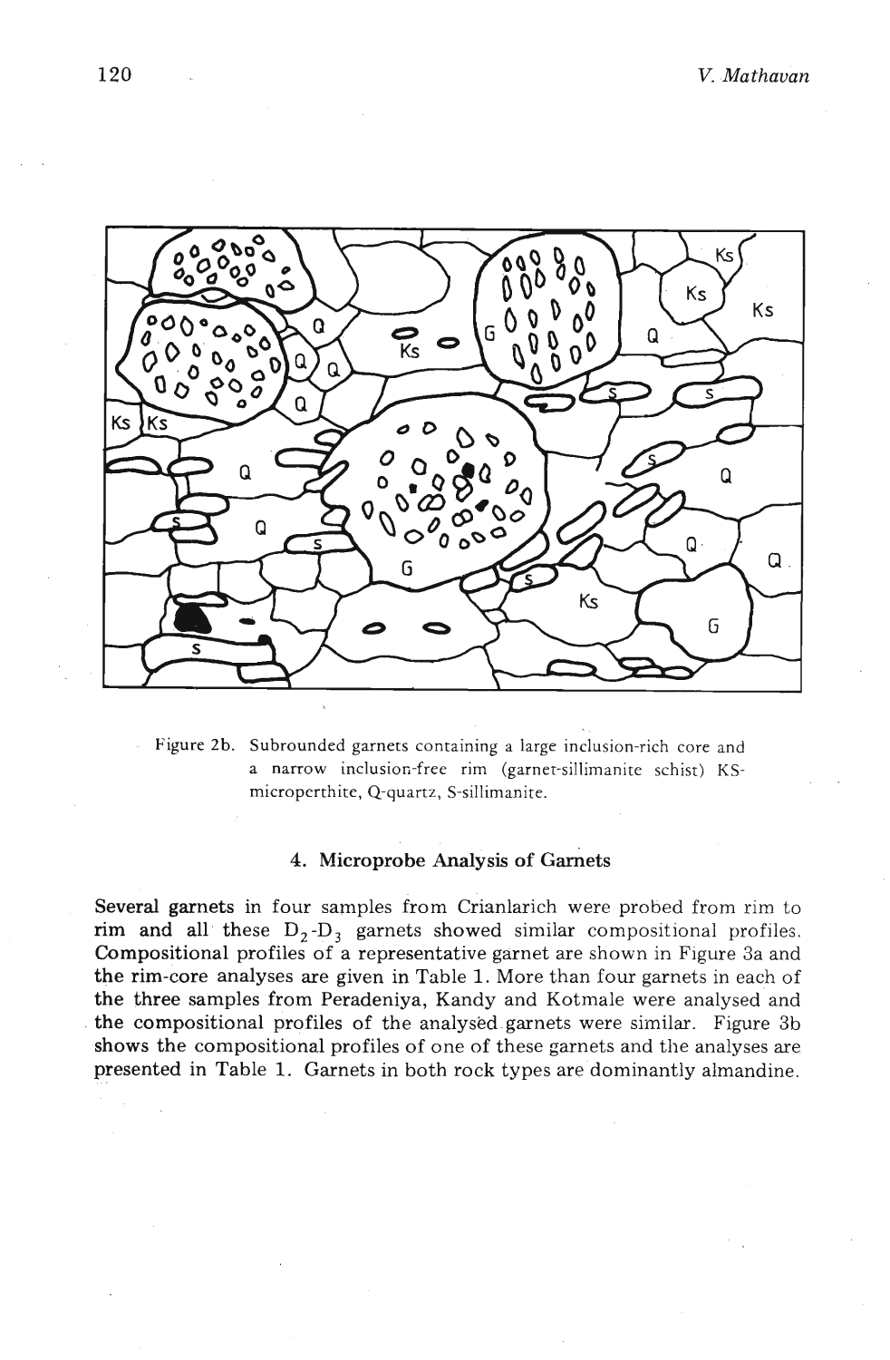Figure 2b. Subrounded garnets containing a large inclusion-rich core and a narrow inclusion-free rim (garnet-sillimanite schist) KS-microperthite, Q-quartz, S-sillimanite.

## 4. Microprobe Analysis of Garnets

Several garnets in four samples from Crianlarich were probed from rim to rim and all these $D_2$-$D_3$ garnets showed similar compositional profiles. Compositional profiles of a representative garnet are shown in Figure 3a and the rim-core analyses are given in Table 1. More than four garnets in each of the three samples from Peradeniya, Kandy and Kotmale were analysed and the compositional profiles of the analysed garnets were similar. Figure 3b shows the compositional profiles of one of these garnets and the analyses are presented in Table 1. Garnets in both rock types are dominantly almandine.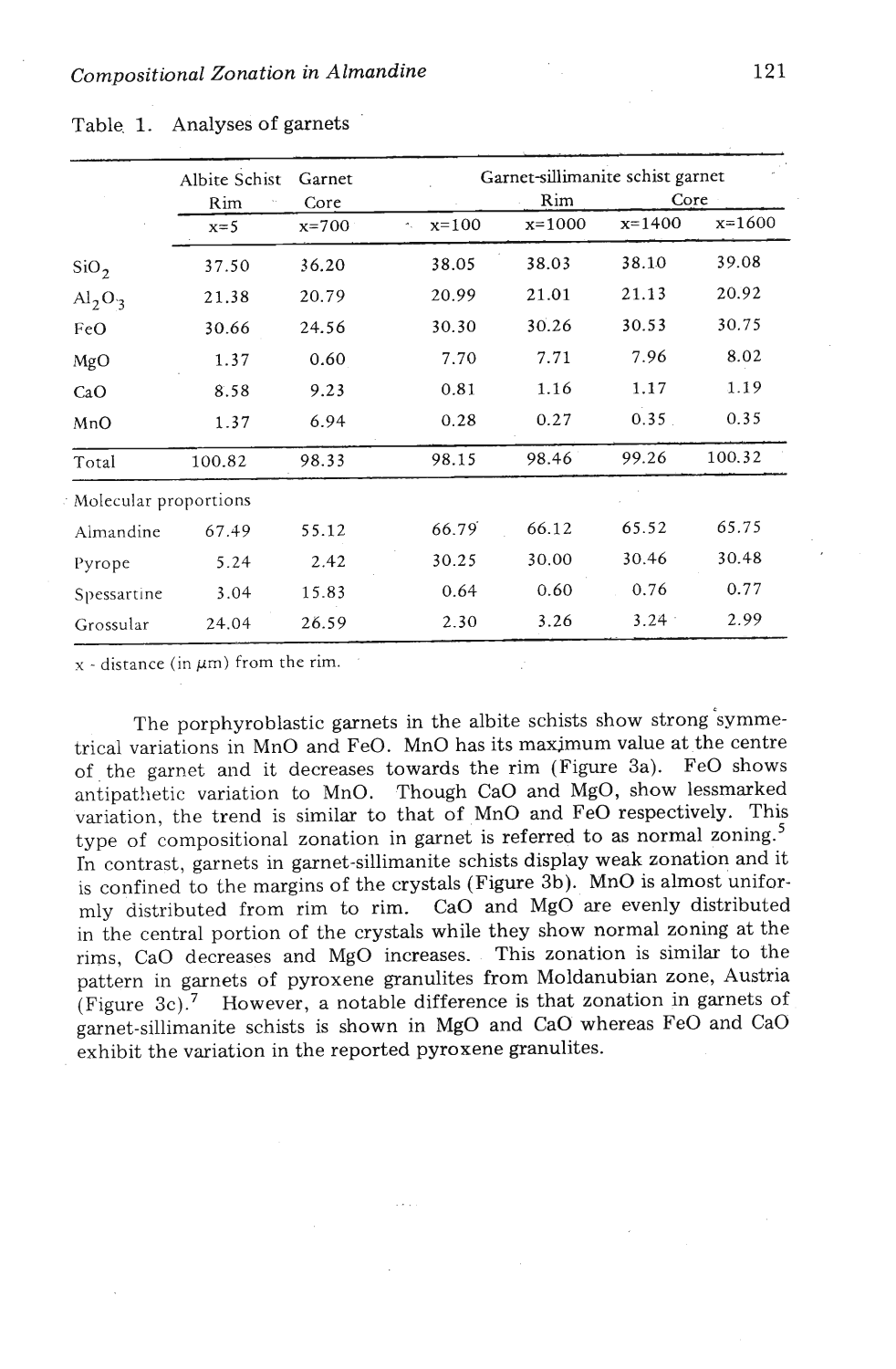Table 1. Analyses of garnets

| | Albite Schist Rim | Garnet Core | Garnet-sillimanite schist garnet | Rim | Core | |
|---|---|---|---|---|---|---|
| | x=5 | x=700 | x=100 | x=1000 | x=1400 | x=1600 |
| $SiO_2$ | 37.50 | 36.20 | 38.05 | 38.03 | 38.10 | 39.08 |
| $Al_2O_3$ | 21.38 | 20.79 | 20.99 | 21.01 | 21.13 | 20.92 |
| FeO | 30.66 | 24.56 | 30.30 | 30.26 | 30.53 | 30.75 |
| MgO | 1.37 | 0.60 | 7.70 | 7.71 | 7.96 | 8.02 |
| CaO | 8.58 | 9.23 | 0.81 | 1.16 | 1.17 | 1.19 |
| MnO | 1.37 | 6.94 | 0.28 | 0.27 | 0.35 | 0.35 |
| Total | 100.82 | 98.33 | 98.15 | 98.46 | 99.26 | 100.32 |
| Molecular proportions | | | | | | |
| Almandine | 67.49 | 55.12 | 66.79 | 66.12 | 65.52 | 65.75 |
| Pyrope | 5.24 | 2.42 | 30.25 | 30.00 | 30.46 | 30.48 |
| Spessartine | 3.04 | 15.83 | 0.64 | 0.60 | 0.76 | 0.77 |
| Grossular | 24.04 | 26.59 | 2.30 | 3.26 | 3.24 | 2.99 |

x - distance (in μm) from the rim.

The porphyroblastic garnets in the albite schists show strong symmetrical variations in MnO and FeO. MnO has its maximum value at the centre of the garnet and it decreases towards the rim (Figure 3a). FeO shows antipathetic variation to MnO. Though CaO and MgO, show lessmarked variation, the trend is similar to that of MnO and FeO respectively. This type of compositional zonation in garnet is referred to as normal zoning.[5] In contrast, garnets in garnet-sillimanite schists display weak zonation and it is confined to the margins of the crystals (Figure 3b). MnO is almost uniformly distributed from rim to rim. CaO and MgO are evenly distributed in the central portion of the crystals while they show normal zoning at the rims, CaO decreases and MgO increases. This zonation is similar to the pattern in garnets of pyroxene granulites from Moldanubian zone, Austria (Figure 3c).[7] However, a notable difference is that zonation in garnets of garnet-sillimanite schists is shown in MgO and CaO whereas FeO and CaO exhibit the variation in the reported pyroxene granulites.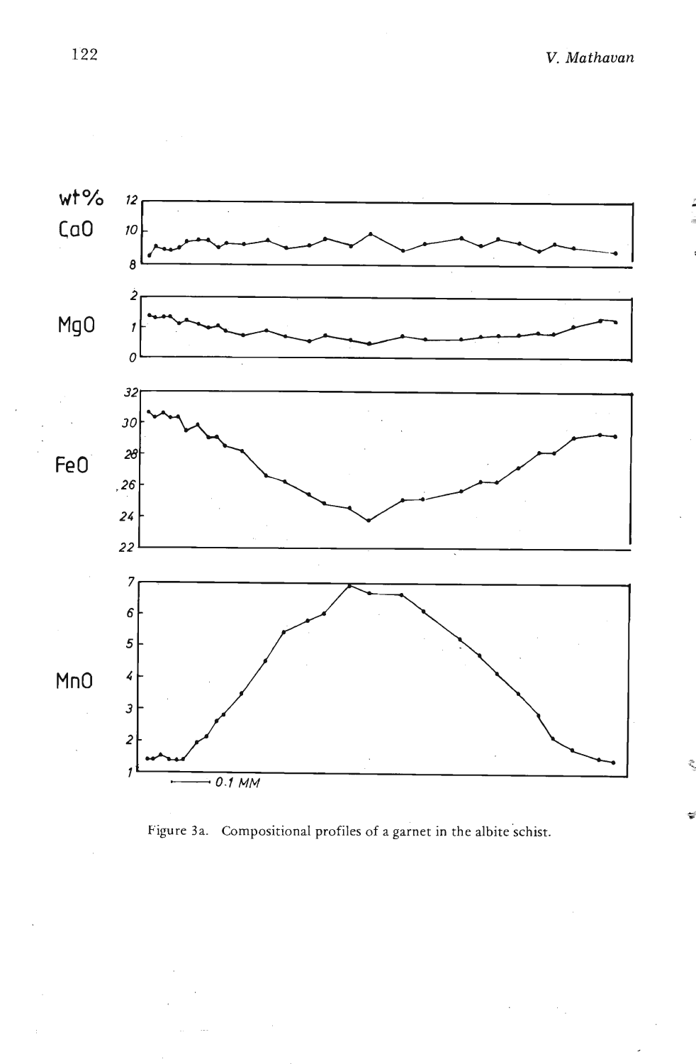Figure 3a. Compositional profiles of a garnet in the albite schist.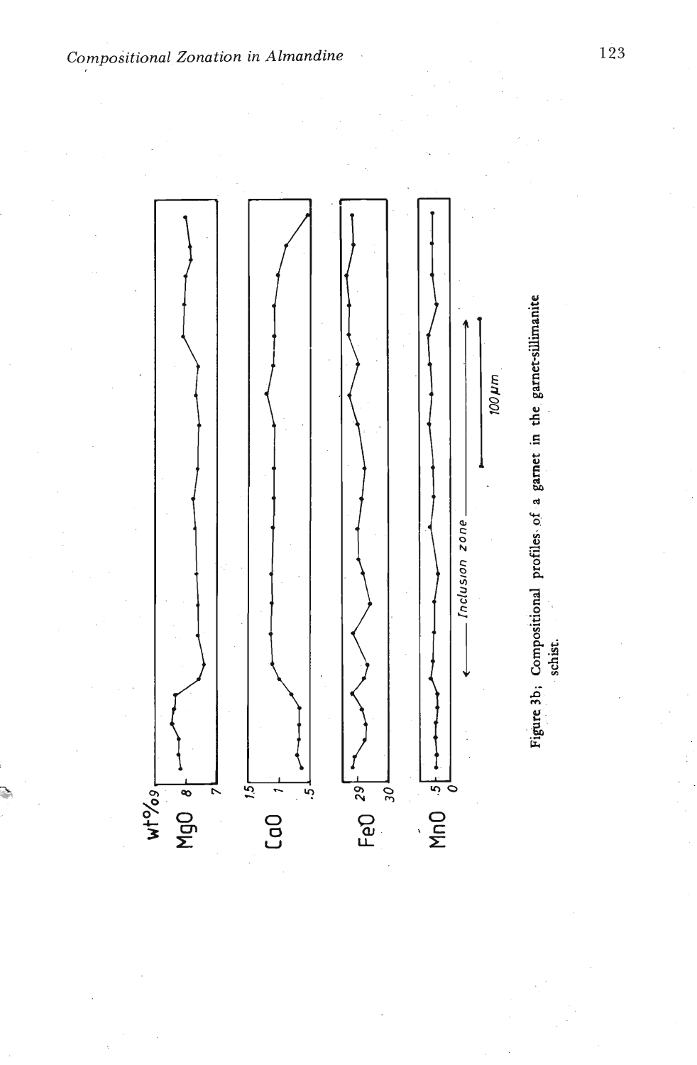Figure 3b; Compositional profiles of a garnet in the garnet-sillimanite schist.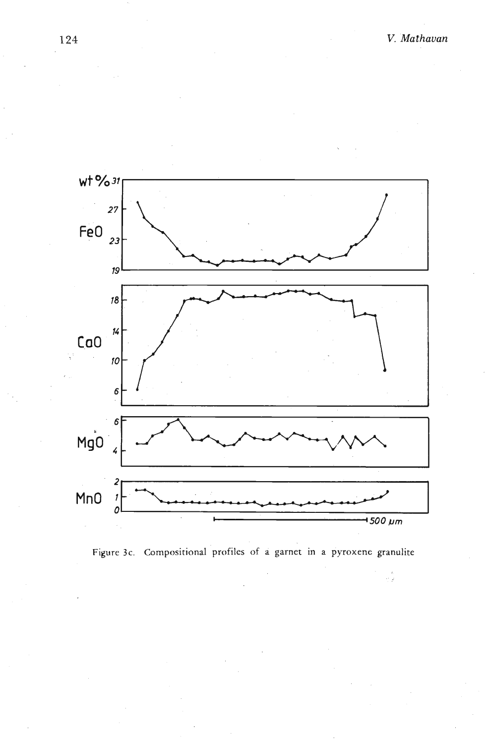Figure 3c. Compositional profiles of a garnet in a pyroxene granulite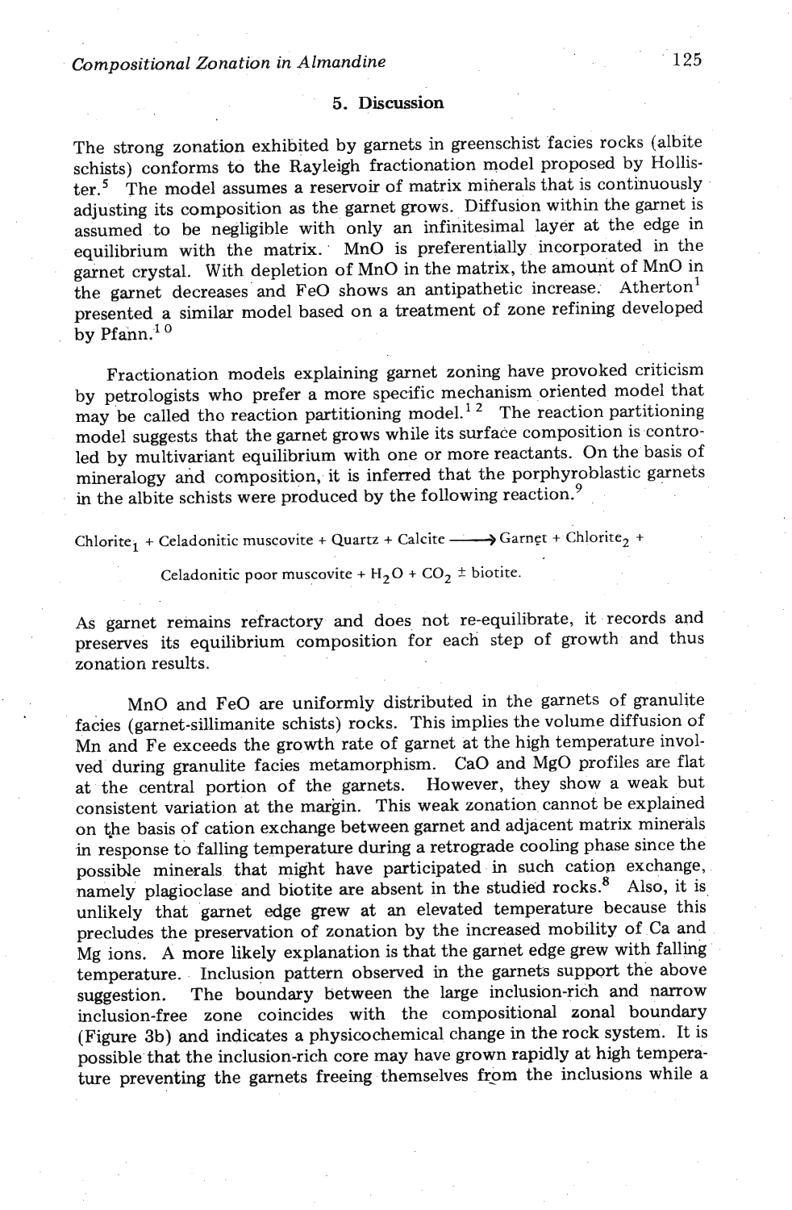## 5. Discussion

The strong zonation exhibited by garnets in greenschist facies rocks (albite schists) conforms to the Rayleigh fractionation model proposed by Hollister.[5] The model assumes a reservoir of matrix minerals that is continuously adjusting its composition as the garnet grows. Diffusion within the garnet is assumed to be negligible with only an infinitesimal layer at the edge in equilibrium with the matrix. MnO is preferentially incorporated in the garnet crystal. With depletion of MnO in the matrix, the amount of MnO in the garnet decreases and FeO shows an antipathetic increase. Atherton[1] presented a similar model based on a treatment of zone refining developed by Pfann.[10]

Fractionation models explaining garnet zoning have provoked criticism by petrologists who prefer a more specific mechanism oriented model that may be called tho reaction partitioning model.[12] The reaction partitioning model suggests that the garnet grows while its surface composition is controled by multivariant equilibrium with one or more reactants. On the basis of mineralogy and composition, it is inferred that the porphyroblastic garnets in the albite schists were produced by the following reaction.[9]

$$\text{Chlorite}_1 + \text{Celadonitic muscovite} + \text{Quartz} + \text{Calcite} \longrightarrow \text{Garnet} + \text{Chlorite}_2 + \text{Celadonitic poor muscovite} + H_2O + CO_2 \pm \text{biotite.}$$

As garnet remains refractory and does not re-equilibrate, it records and preserves its equilibrium composition for each step of growth and thus zonation results.

MnO and FeO are uniformly distributed in the garnets of granulite facies (garnet-sillimanite schists) rocks. This implies the volume diffusion of Mn and Fe exceeds the growth rate of garnet at the high temperature involved during granulite facies metamorphism. CaO and MgO profiles are flat at the central portion of the garnets. However, they show a weak but consistent variation at the margin. This weak zonation cannot be explained on the basis of cation exchange between garnet and adjacent matrix minerals in response to falling temperature during a retrograde cooling phase since the possible minerals that might have participated in such cation exchange, namely plagioclase and biotite are absent in the studied rocks.[8] Also, it is unlikely that garnet edge grew at an elevated temperature because this precludes the preservation of zonation by the increased mobility of Ca and Mg ions. A more likely explanation is that the garnet edge grew with falling temperature. Inclusion pattern observed in the garnets support the above suggestion. The boundary between the large inclusion-rich and narrow inclusion-free zone coincides with the compositional zonal boundary (Figure 3b) and indicates a physicochemical change in the rock system. It is possible that the inclusion-rich core may have grown rapidly at high temperature preventing the garnets freeing themselves from the inclusions while a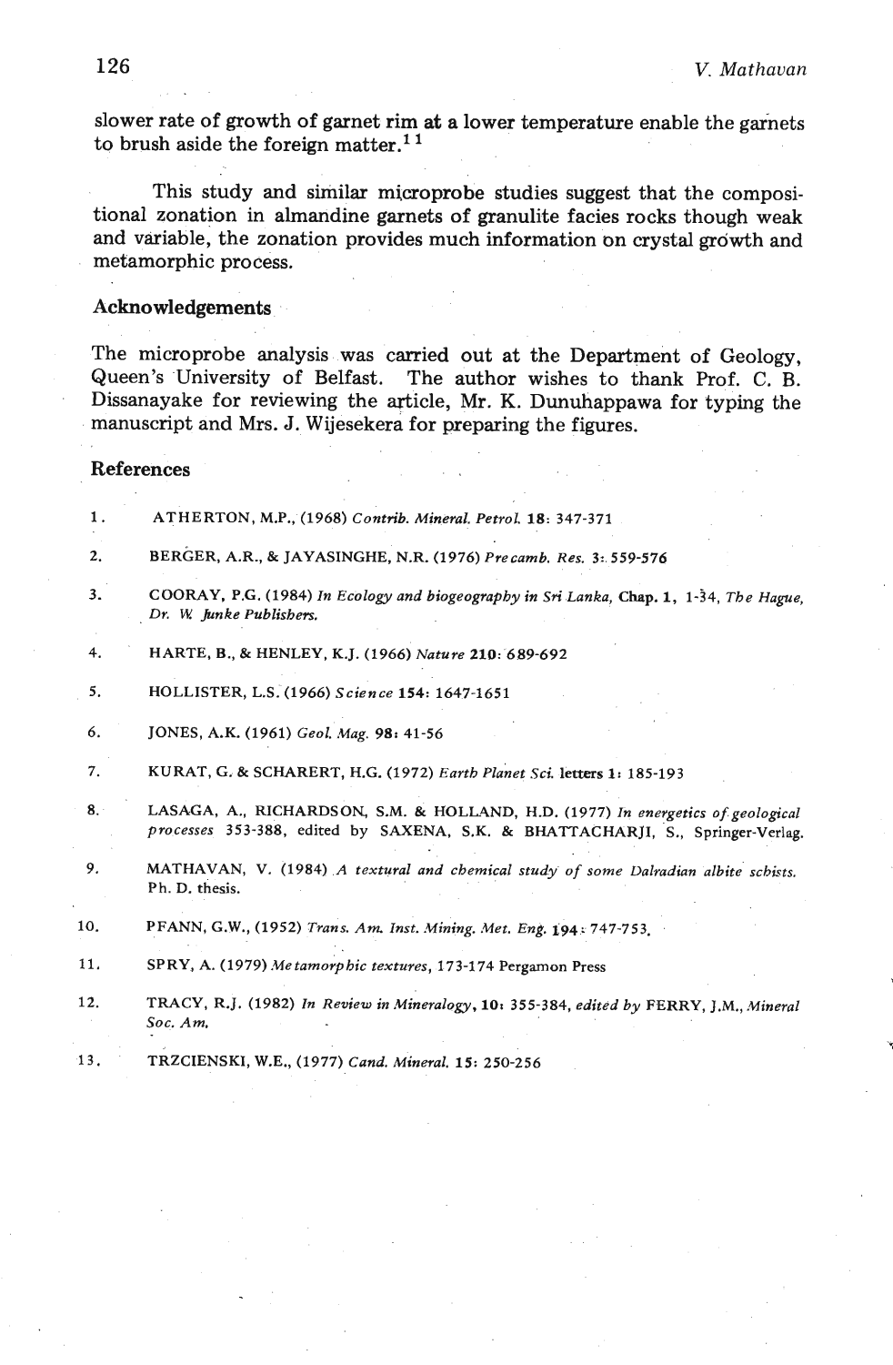slower rate of growth of garnet rim at a lower temperature enable the garnets to brush aside the foreign matter.[11]

This study and similar microprobe studies suggest that the compositional zonation in almandine garnets of granulite facies rocks though weak and variable, the zonation provides much information on crystal growth and metamorphic process.

## Acknowledgements

The microprobe analysis was carried out at the Department of Geology, Queen's University of Belfast. The author wishes to thank Prof. C. B. Dissanayake for reviewing the article, Mr. K. Dunuhappawa for typing the manuscript and Mrs. J. Wijesekera for preparing the figures.

## References

1. ATHERTON, M.P., (1968) *Contrib. Mineral. Petrol.* **18**: 347-371
2. BERGER, A.R., & JAYASINGHE, N.R. (1976) *Precamb. Res.* **3**: 559-576
3. COORAY, P.G. (1984) *In Ecology and biogeography in Sri Lanka*, **Chap. 1**, 1-34, *The Hague, Dr. W. Junke Publishers.*
4. HARTE, B., & HENLEY, K.J. (1966) *Nature* **210**: 689-692
5. HOLLISTER, L.S. (1966) *Science* **154**: 1647-1651
6. JONES, A.K. (1961) *Geol. Mag.* **98**: 41-56
7. KURAT, G. & SCHARERT, H.G. (1972) *Earth Planet Sci.* **letters 1**: 185-193
8. LASAGA, A., RICHARDSON, S.M. & HOLLAND, H.D. (1977) *In energetics of geological processes* 353-388, edited by SAXENA, S.K. & BHATTACHARJI, S., Springer-Verlag.
9. MATHAVAN, V. (1984) *A textural and chemical study of some Dalradian albite schists.* Ph. D. thesis.
10. PFANN, G.W., (1952) *Trans. Am. Inst. Mining. Met. Eng.* **194**: 747-753.
11. SPRY, A. (1979) *Metamorphic textures*, 173-174 Pergamon Press
12. TRACY, R.J. (1982) *In Review in Mineralogy*, **10**: 355-384, *edited by* FERRY, J.M., *Mineral Soc. Am.*
13. TRZCIENSKI, W.E., (1977) *Cand. Mineral.* **15**: 250-256